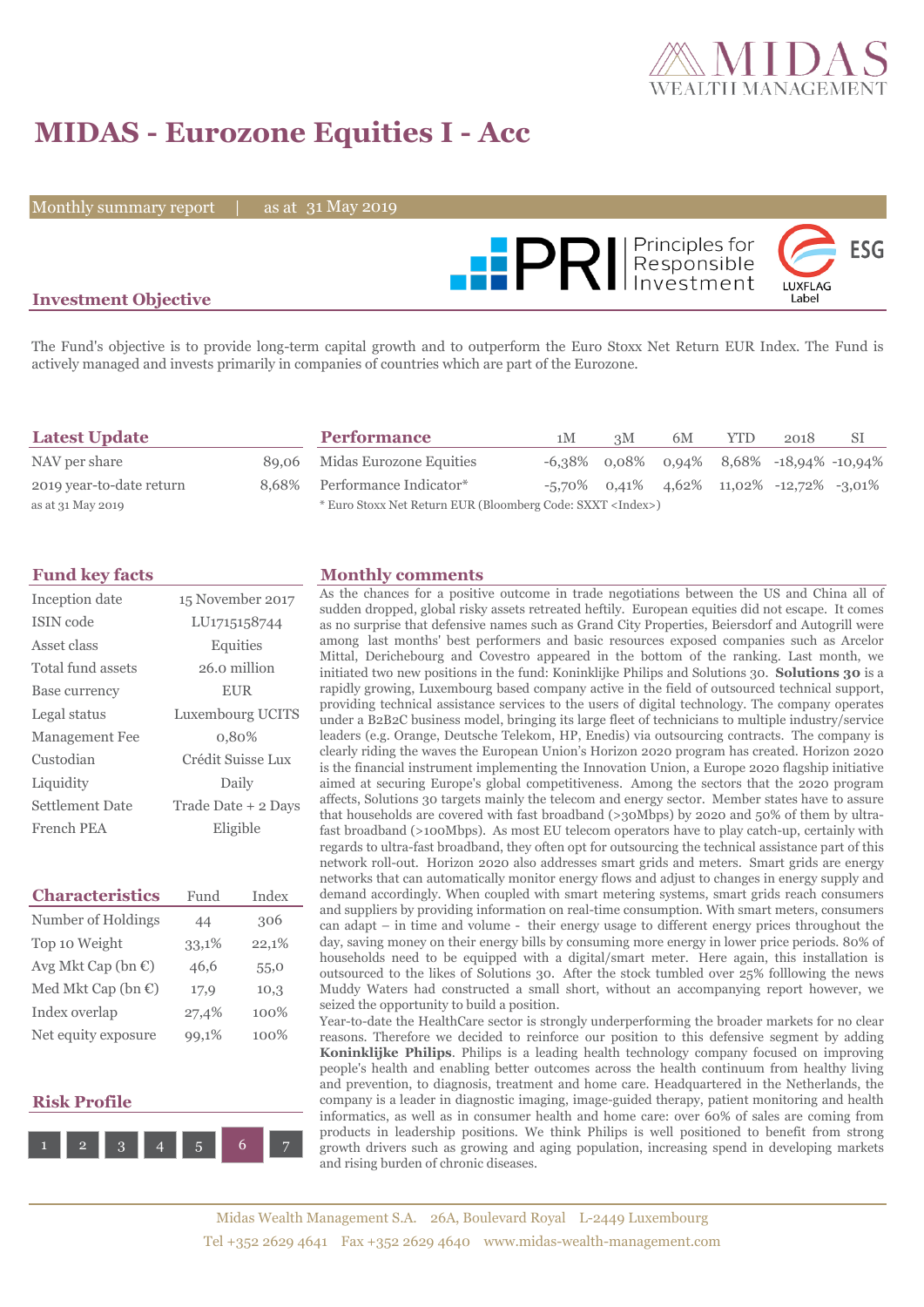# MIDAS - Eurozone Equities I - Acc

Monthly summary report | as at 31 May 2019

## Investment Objective

The Fund's objective is to provide long-term capital growth and to outperform the Euro Stoxx Net Return EUR Index. The Fund is actively managed and invests primarily in companies of countries which are part of the Eurozone.

## Latest Update

| | |
|---|---|
| NAV per share | 89,06 |
| 2019 year-to-date return | 8,68% |

as at 31 May 2019

## Performance

| | 1M | 3M | 6M | YTD | 2018 | SI |
|---|---|---|---|---|---|---|
| Midas Eurozone Equities | -6,38% | 0,08% | 0,94% | 8,68% | -18,94% | -10,94% |
| Performance Indicator* | -5,70% | 0,41% | 4,62% | 11,02% | -12,72% | -3,01% |

* Euro Stoxx Net Return EUR (Bloomberg Code: SXXT <Index>)

## Fund key facts

| | |
|---|---|
| Inception date | 15 November 2017 |
| ISIN code | LU1715158744 |
| Asset class | Equities |
| Total fund assets | 26.0 million |
| Base currency | EUR |
| Legal status | Luxembourg UCITS |
| Management Fee | 0,80% |
| Custodian | Crédit Suisse Lux |
| Liquidity | Daily |
| Settlement Date | Trade Date + 2 Days |
| French PEA | Eligible |

## Characteristics

| Characteristics | Fund | Index |
|---|---|---|
| Number of Holdings | 44 | 306 |
| Top 10 Weight | 33,1% | 22,1% |
| Avg Mkt Cap (bn €) | 46,6 | 55,0 |
| Med Mkt Cap (bn €) | 17,9 | 10,3 |
| Index overlap | 27,4% | 100% |
| Net equity exposure | 99,1% | 100% |

## Risk Profile

1 2 3 4 5 **6** 7

## Monthly comments

As the chances for a positive outcome in trade negotiations between the US and China all of sudden dropped, global risky assets retreated heftily. European equities did not escape. It comes as no surprise that defensive names such as Grand City Properties, Beiersdorf and Autogrill were among last months' best performers and basic resources exposed companies such as Arcelor Mittal, Derichebourg and Covestro appeared in the bottom of the ranking. Last month, we initiated two new positions in the fund: Koninklijke Philips and Solutions 30. **Solutions 30** is a rapidly growing, Luxembourg based company active in the field of outsourced technical support, providing technical assistance services to the users of digital technology. The company operates under a B2B2C business model, bringing its large fleet of technicians to multiple industry/service leaders (e.g. Orange, Deutsche Telekom, HP, Enedis) via outsourcing contracts. The company is clearly riding the waves the European Union's Horizon 2020 program has created. Horizon 2020 is the financial instrument implementing the Innovation Union, a Europe 2020 flagship initiative aimed at securing Europe's global competitiveness. Among the sectors that the 2020 program affects, Solutions 30 targets mainly the telecom and energy sector. Member states have to assure that households are covered with fast broadband (>30Mbps) by 2020 and 50% of them by ultra-fast broadband (>100Mbps). As most EU telecom operators have to play catch-up, certainly with regards to ultra-fast broadband, they often opt for outsourcing the technical assistance part of this network roll-out. Horizon 2020 also addresses smart grids and meters. Smart grids are energy networks that can automatically monitor energy flows and adjust to changes in energy supply and demand accordingly. When coupled with smart metering systems, smart grids reach consumers and suppliers by providing information on real-time consumption. With smart meters, consumers can adapt – in time and volume - their energy usage to different energy prices throughout the day, saving money on their energy bills by consuming more energy in lower price periods. 80% of households need to be equipped with a digital/smart meter. Here again, this installation is outsourced to the likes of Solutions 30. After the stock tumbled over 25% folllowing the news Muddy Waters had constructed a small short, without an accompanying report however, we seized the opportunity to build a position.

Year-to-date the HealthCare sector is strongly underperforming the broader markets for no clear reasons. Therefore we decided to reinforce our position to this defensive segment by adding **Koninklijke Philips**. Philips is a leading health technology company focused on improving people's health and enabling better outcomes across the health continuum from healthy living and prevention, to diagnosis, treatment and home care. Headquartered in the Netherlands, the company is a leader in diagnostic imaging, image-guided therapy, patient monitoring and health informatics, as well as in consumer health and home care: over 60% of sales are coming from products in leadership positions. We think Philips is well positioned to benefit from strong growth drivers such as growing and aging population, increasing spend in developing markets and rising burden of chronic diseases.

Midas Wealth Management S.A. 26A, Boulevard Royal L-2449 Luxembourg
Tel +352 2629 4641 Fax +352 2629 4640 www.midas-wealth-management.com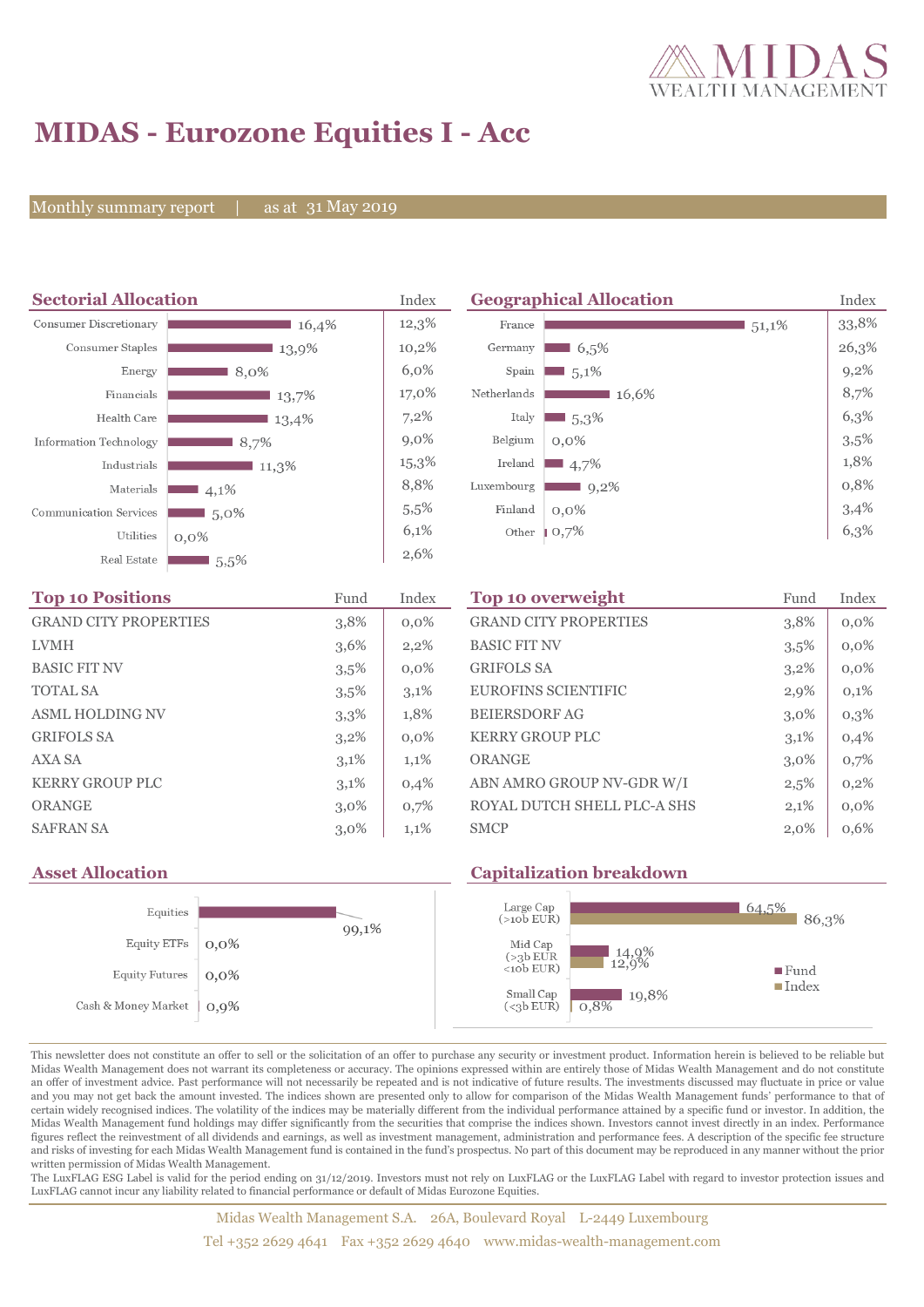# MIDAS - Eurozone Equities I - Acc

Monthly summary report | as at 31 May 2019

## Sectorial Allocation

Index

Consumer Discretionary 16,4% 12,3%
Consumer Staples 13,9% 10,2%
Energy 8,0% 6,0%
Financials 13,7% 17,0%
Health Care 13,4% 7,2%
Information Technology 8,7% 9,0%
Industrials 11,3% 15,3%
Materials 4,1% 8,8%
Communication Services 5,0% 5,5%
Utilities 0,0% 6,1%
Real Estate 5,5% 2,6%

## Geographical Allocation

Index

France 51,1% 33,8%
Germany 6,5% 26,3%
Spain 5,1% 9,2%
Netherlands 16,6% 8,7%
Italy 5,3% 6,3%
Belgium 0,0% 3,5%
Ireland 4,7% 1,8%
Luxembourg 9,2% 0,8%
Finland 0,0% 3,4%
Other 0,7% 6,3%

## Top 10 Positions

| Top 10 Positions | Fund | Index |
|---|---|---|
| GRAND CITY PROPERTIES | 3,8% | 0,0% |
| LVMH | 3,6% | 2,2% |
| BASIC FIT NV | 3,5% | 0,0% |
| TOTAL SA | 3,5% | 3,1% |
| ASML HOLDING NV | 3,3% | 1,8% |
| GRIFOLS SA | 3,2% | 0,0% |
| AXA SA | 3,1% | 1,1% |
| KERRY GROUP PLC | 3,1% | 0,4% |
| ORANGE | 3,0% | 0,7% |
| SAFRAN SA | 3,0% | 1,1% |

## Top 10 overweight

| Top 10 overweight | Fund | Index |
|---|---|---|
| GRAND CITY PROPERTIES | 3,8% | 0,0% |
| BASIC FIT NV | 3,5% | 0,0% |
| GRIFOLS SA | 3,2% | 0,0% |
| EUROFINS SCIENTIFIC | 2,9% | 0,1% |
| BEIERSDORF AG | 3,0% | 0,3% |
| KERRY GROUP PLC | 3,1% | 0,4% |
| ORANGE | 3,0% | 0,7% |
| ABN AMRO GROUP NV-GDR W/I | 2,5% | 0,2% |
| ROYAL DUTCH SHELL PLC-A SHS | 2,1% | 0,0% |
| SMCP | 2,0% | 0,6% |

## Asset Allocation

Equities 99,1%
Equity ETFs 0,0%
Equity Futures 0,0%
Cash & Money Market 0,9%

## Capitalization breakdown

Large Cap (>10b EUR) 64,5% 86,3%
Mid Cap (>3b EUR <10b EUR) 14,9% 12,9%
Small Cap (<3b EUR) 19,8% 0,8%

Fund
Index

This newsletter does not constitute an offer to sell or the solicitation of an offer to purchase any security or investment product. Information herein is believed to be reliable but Midas Wealth Management does not warrant its completeness or accuracy. The opinions expressed within are entirely those of Midas Wealth Management and do not constitute an offer of investment advice. Past performance will not necessarily be repeated and is not indicative of future results. The investments discussed may fluctuate in price or value and you may not get back the amount invested. The indices shown are presented only to allow for comparison of the Midas Wealth Management funds' performance to that of certain widely recognised indices. The volatility of the indices may be materially different from the individual performance attained by a specific fund or investor. In addition, the Midas Wealth Management fund holdings may differ significantly from the securities that comprise the indices shown. Investors cannot invest directly in an index. Performance figures reflect the reinvestment of all dividends and earnings, as well as investment management, administration and performance fees. A description of the specific fee structure and risks of investing for each Midas Wealth Management fund is contained in the fund's prospectus. No part of this document may be reproduced in any manner without the prior written permission of Midas Wealth Management.

The LuxFLAG ESG Label is valid for the period ending on 31/12/2019. Investors must not rely on LuxFLAG or the LuxFLAG Label with regard to investor protection issues and LuxFLAG cannot incur any liability related to financial performance or default of Midas Eurozone Equities.

Midas Wealth Management S.A. 26A, Boulevard Royal L-2449 Luxembourg
Tel +352 2629 4641 Fax +352 2629 4640 www.midas-wealth-management.com